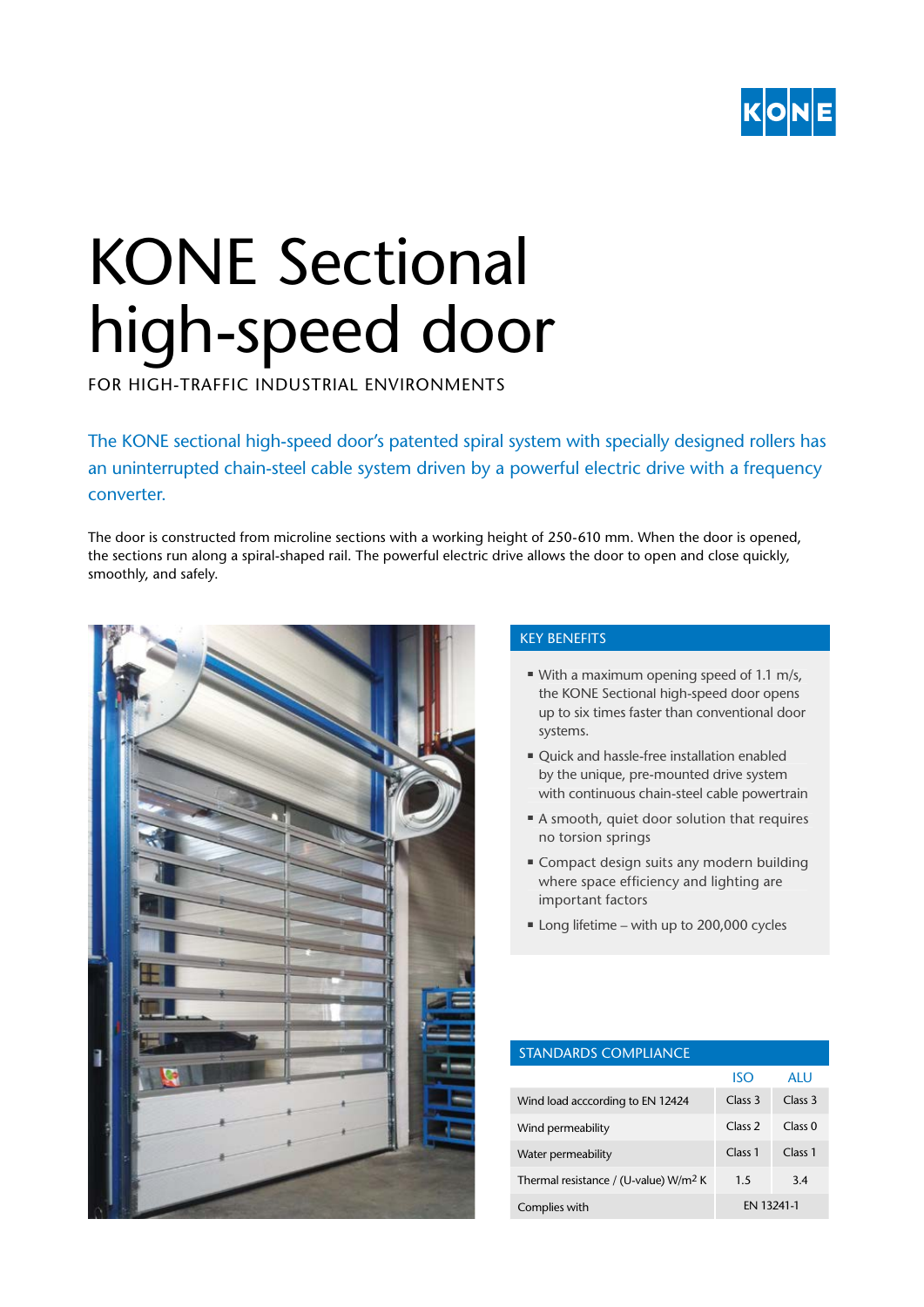# KONE Sectional high-speed door

FOR HIGH-TRAFFIC INDUSTRIAL ENVIRONMENTS

The KONE sectional high-speed door's patented spiral system with specially designed rollers has an uninterrupted chain-steel cable system driven by a powerful electric drive with a frequency converter.

The door is constructed from microline sections with a working height of 250-610 mm. When the door is opened, the sections run along a spiral-shaped rail. The powerful electric drive allows the door to open and close quickly, smoothly, and safely.

## KEY BENEFITS

- With a maximum opening speed of 1.1 m/s, the KONE Sectional high-speed door opens up to six times faster than conventional door systems.
- Quick and hassle-free installation enabled by the unique, pre-mounted drive system with continuous chain-steel cable powertrain
- A smooth, quiet door solution that requires no torsion springs
- Compact design suits any modern building where space efficiency and lighting are important factors
- Long lifetime – with up to 200,000 cycles

## STANDARDS COMPLIANCE

| | ISO | ALU |
|---|---|---|
| Wind load acccording to EN 12424 | Class 3 | Class 3 |
| Wind permeability | Class 2 | Class 0 |
| Water permeability | Class 1 | Class 1 |
| Thermal resistance / (U-value) W/m² K | 1.5 | 3.4 |
| Complies with | EN 13241-1 | |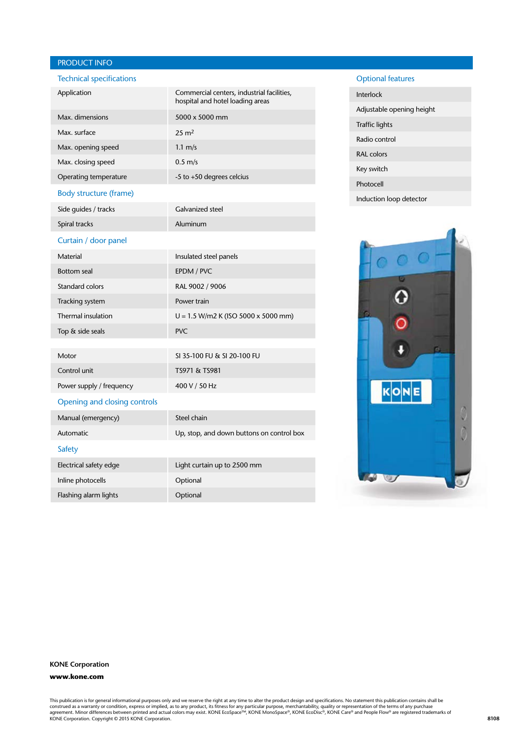## PRODUCT INFO

### Technical specifications

| | |
|---|---|
| Application | Commercial centers, industrial facilities, hospital and hotel loading areas |
| Max. dimensions | 5000 x 5000 mm |
| Max. surface | 25 $m^2$ |
| Max. opening speed | 1.1 m/s |
| Max. closing speed | 0.5 m/s |
| Operating temperature | -5 to +50 degrees celcius |

### Body structure (frame)

| | |
|---|---|
| Side guides / tracks | Galvanized steel |
| Spiral tracks | Aluminum |

### Curtain / door panel

| | |
|---|---|
| Material | Insulated steel panels |
| Bottom seal | EPDM / PVC |
| Standard colors | RAL 9002 / 9006 |
| Tracking system | Power train |
| Thermal insulation | U = 1.5 W/m2 K (ISO 5000 x 5000 mm) |
| Top & side seals | PVC |

| | |
|---|---|
| Motor | SI 35-100 FU & SI 20-100 FU |
| Control unit | TS971 & TS981 |
| Power supply / frequency | 400 V / 50 Hz |

### Opening and closing controls

| | |
|---|---|
| Manual (emergency) | Steel chain |
| Automatic | Up, stop, and down buttons on control box |

### Safety

| | |
|---|---|
| Electrical safety edge | Light curtain up to 2500 mm |
| Inline photocells | Optional |
| Flashing alarm lights | Optional |

### Optional features

- Interlock
- Adjustable opening height
- Traffic lights
- Radio control
- RAL colors
- Key switch
- Photocell
- Induction loop detector

**KONE Corporation**

**www.kone.com**

This publication is for general informational purposes only and we reserve the right at any time to alter the product design and specifications. No statement this publication contains shall be construed as a warranty or condition, express or implied, as to any product, its fitness for any particular purpose, merchantability, quality or representation of the terms of any purchase agreement. Minor differences between printed and actual colors may exist. KONE EcoSpace™, KONE MonoSpace®, KONE EcoDisc®, KONE Care® and People Flow® are registered trademarks of KONE Corporation. Copyright © 2015 KONE Corporation.

8108